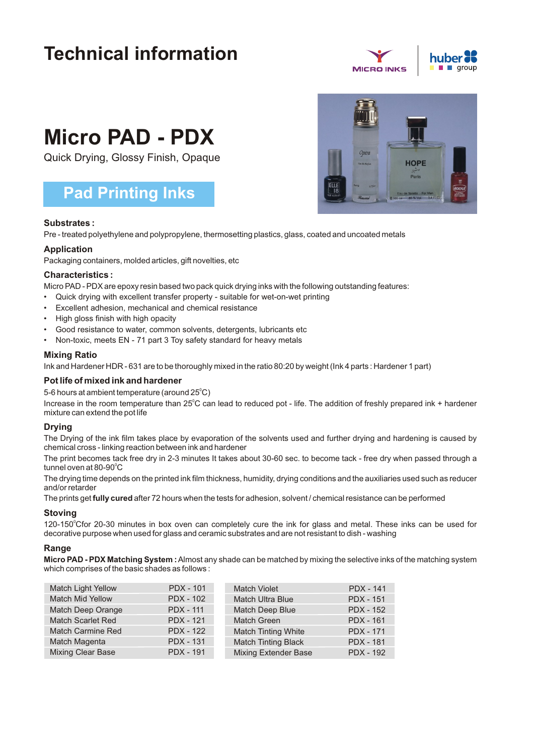# Technical information

# Micro PAD - PDX

Quick Drying, Glossy Finish, Opaque

## Pad Printing Inks

### Substrates :

Pre - treated polyethylene and polypropylene, thermosetting plastics, glass, coated and uncoated metals

### Application

Packaging containers, molded articles, gift novelties, etc

### Characteristics :

Micro PAD - PDX are epoxy resin based two pack quick drying inks with the following outstanding features:

- Quick drying with excellent transfer property - suitable for wet-on-wet printing
- Excellent adhesion, mechanical and chemical resistance
- High gloss finish with high opacity
- Good resistance to water, common solvents, detergents, lubricants etc
- Non-toxic, meets EN - 71 part 3 Toy safety standard for heavy metals

### Mixing Ratio

Ink and Hardener HDR - 631 are to be thoroughly mixed in the ratio 80:20 by weight (Ink 4 parts : Hardener 1 part)

### Pot life of mixed ink and hardener

5-6 hours at ambient temperature (around 25°C)

Increase in the room temperature than 25°C can lead to reduced pot - life. The addition of freshly prepared ink + hardener mixture can extend the pot life

### Drying

The Drying of the ink film takes place by evaporation of the solvents used and further drying and hardening is caused by chemical cross - linking reaction between ink and hardener

The print becomes tack free dry in 2-3 minutes It takes about 30-60 sec. to become tack - free dry when passed through a tunnel oven at 80-90°C

The drying time depends on the printed ink film thickness, humidity, drying conditions and the auxiliaries used such as reducer and/or retarder

The prints get **fully cured** after 72 hours when the tests for adhesion, solvent / chemical resistance can be performed

### Stoving

120-150°Cfor 20-30 minutes in box oven can completely cure the ink for glass and metal. These inks can be used for decorative purpose when used for glass and ceramic substrates and are not resistant to dish - washing

### Range

**Micro PAD - PDX Matching System :** Almost any shade can be matched by mixing the selective inks of the matching system which comprises of the basic shades as follows :

| | | | |
|---|---|---|---|
| Match Light Yellow | PDX - 101 | Match Violet | PDX - 141 |
| Match Mid Yellow | PDX - 102 | Match Ultra Blue | PDX - 151 |
| Match Deep Orange | PDX - 111 | Match Deep Blue | PDX - 152 |
| Match Scarlet Red | PDX - 121 | Match Green | PDX - 161 |
| Match Carmine Red | PDX - 122 | Match Tinting White | PDX - 171 |
| Match Magenta | PDX - 131 | Match Tinting Black | PDX - 181 |
| Mixing Clear Base | PDX - 191 | Mixing Extender Base | PDX - 192 |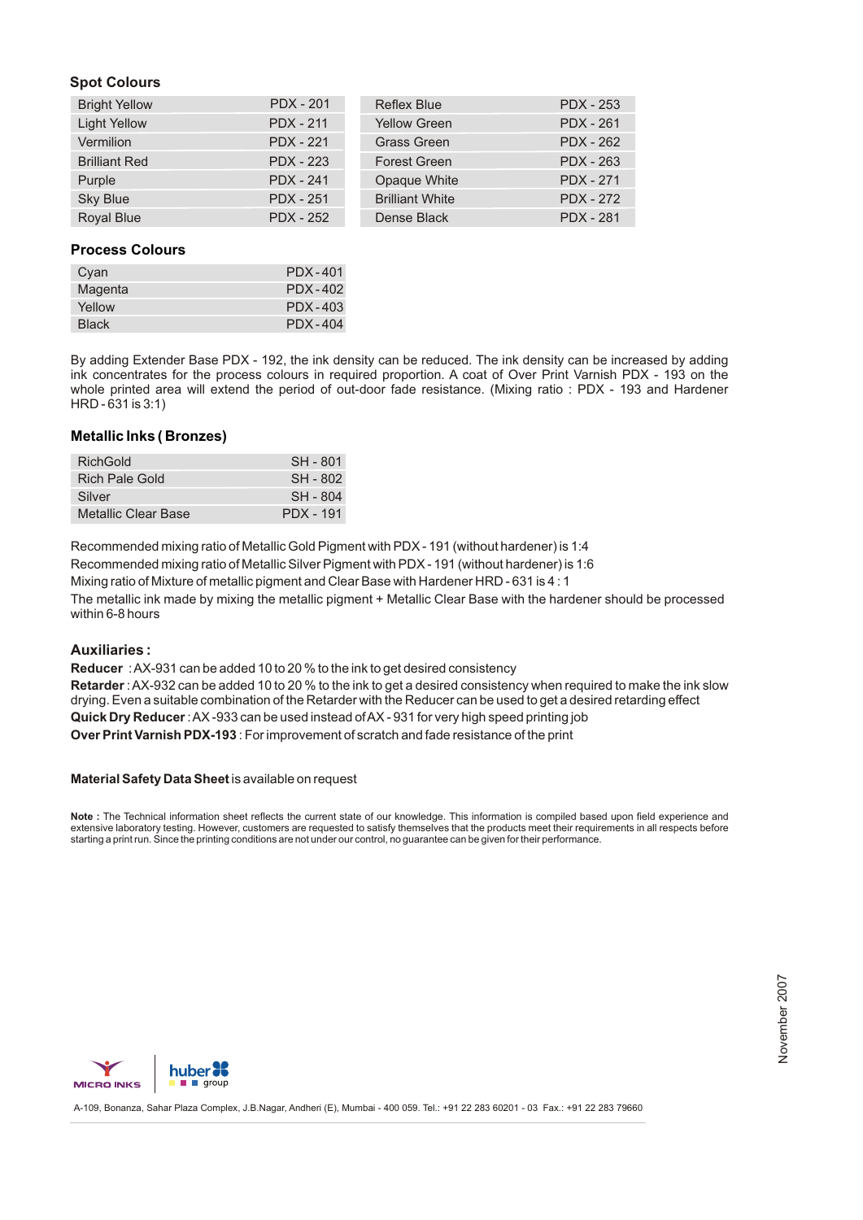## Spot Colours

| | | | |
|---|---|---|---|
| Bright Yellow | PDX - 201 | Reflex Blue | PDX - 253 |
| Light Yellow | PDX - 211 | Yellow Green | PDX - 261 |
| Vermilion | PDX - 221 | Grass Green | PDX - 262 |
| Brilliant Red | PDX - 223 | Forest Green | PDX - 263 |
| Purple | PDX - 241 | Opaque White | PDX - 271 |
| Sky Blue | PDX - 251 | Brilliant White | PDX - 272 |
| Royal Blue | PDX - 252 | Dense Black | PDX - 281 |

## Process Colours

| | |
|---|---|
| Cyan | PDX-401 |
| Magenta | PDX-402 |
| Yellow | PDX-403 |
| Black | PDX-404 |

By adding Extender Base PDX - 192, the ink density can be reduced. The ink density can be increased by adding ink concentrates for the process colours in required proportion. A coat of Over Print Varnish PDX - 193 on the whole printed area will extend the period of out-door fade resistance. (Mixing ratio : PDX - 193 and Hardener HRD - 631 is 3:1)

## Metallic Inks ( Bronzes)

| | |
|---|---|
| RichGold | SH - 801 |
| Rich Pale Gold | SH - 802 |
| Silver | SH - 804 |
| Metallic Clear Base | PDX - 191 |

Recommended mixing ratio of Metallic Gold Pigment with PDX - 191 (without hardener) is 1:4

Recommended mixing ratio of Metallic Silver Pigment with PDX - 191 (without hardener) is 1:6

Mixing ratio of Mixture of metallic pigment and Clear Base with Hardener HRD - 631 is 4 : 1

The metallic ink made by mixing the metallic pigment + Metallic Clear Base with the hardener should be processed within 6-8 hours

## Auxiliaries :

**Reducer** : AX-931 can be added 10 to 20 % to the ink to get desired consistency

**Retarder** : AX-932 can be added 10 to 20 % to the ink to get a desired consistency when required to make the ink slow drying. Even a suitable combination of the Retarder with the Reducer can be used to get a desired retarding effect

**Quick Dry Reducer** : AX -933 can be used instead of AX - 931 for very high speed printing job

**Over Print Varnish PDX-193** : For improvement of scratch and fade resistance of the print

**Material Safety Data Sheet** is available on request

**Note :** The Technical information sheet reflects the current state of our knowledge. This information is compiled based upon field experience and extensive laboratory testing. However, customers are requested to satisfy themselves that the products meet their requirements in all respects before starting a print run. Since the printing conditions are not under our control, no guarantee can be given for their performance.

November 2007

MICRO INKS | huber group

A-109, Bonanza, Sahar Plaza Complex, J.B.Nagar, Andheri (E), Mumbai - 400 059. Tel.: +91 22 283 60201 - 03 Fax.: +91 22 283 79660